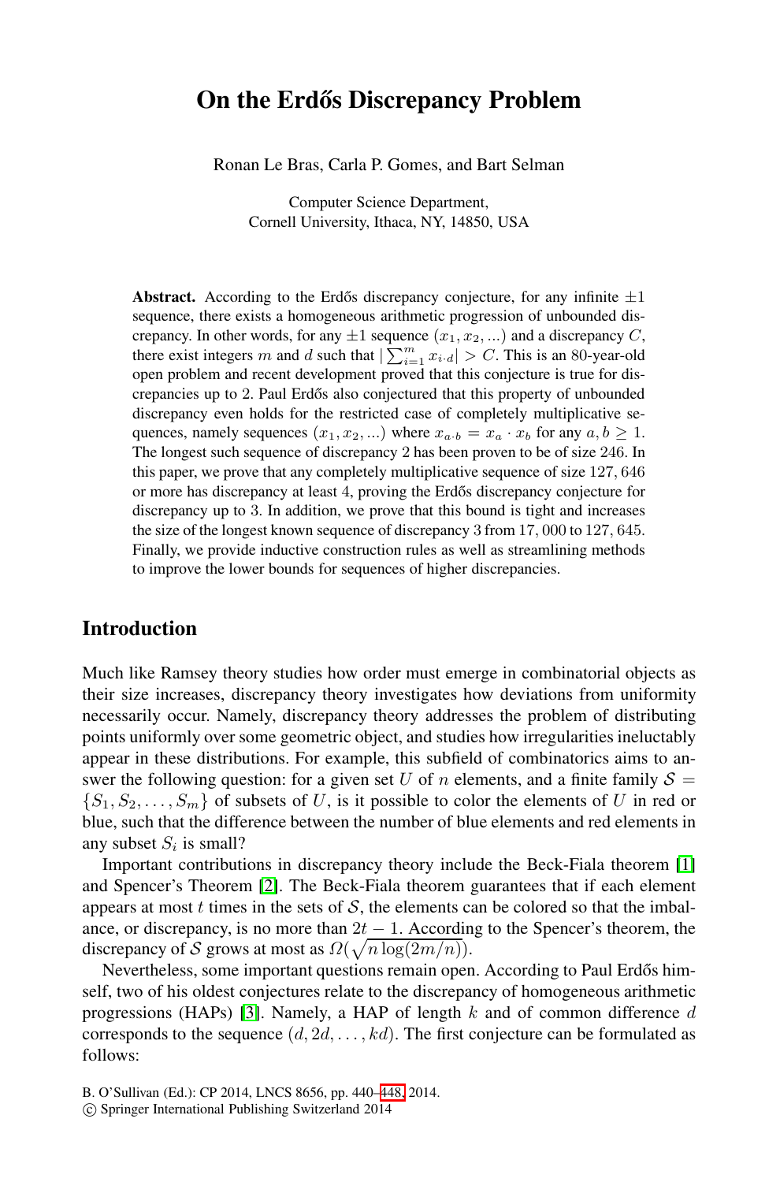# On the Erdős Discrepancy Problem

Ronan Le Bras, Carla P. Gomes, and Bart Selman

Computer Science Department,
Cornell University, Ithaca, NY, 14850, USA

**Abstract.** According to the Erdős discrepancy conjecture, for any infinite $\pm 1$ sequence, there exists a homogeneous arithmetic progression of unbounded discrepancy. In other words, for any $\pm 1$ sequence $(x_1, x_2, ...)$ and a discrepancy $C$, there exist integers $m$ and $d$ such that $|\sum_{i=1}^{m} x_{i \cdot d}| > C$. This is an 80-year-old open problem and recent development proved that this conjecture is true for discrepancies up to 2. Paul Erdős also conjectured that this property of unbounded discrepancy even holds for the restricted case of completely multiplicative sequences, namely sequences $(x_1, x_2, ...)$ where $x_{a \cdot b} = x_a \cdot x_b$ for any $a, b \geq 1$. The longest such sequence of discrepancy 2 has been proven to be of size 246. In this paper, we prove that any completely multiplicative sequence of size $127,646$ or more has discrepancy at least 4, proving the Erdős discrepancy conjecture for discrepancy up to 3. In addition, we prove that this bound is tight and increases the size of the longest known sequence of discrepancy 3 from $17,000$ to $127,645$. Finally, we provide inductive construction rules as well as streamlining methods to improve the lower bounds for sequences of higher discrepancies.

## Introduction

Much like Ramsey theory studies how order must emerge in combinatorial objects as their size increases, discrepancy theory investigates how deviations from uniformity necessarily occur. Namely, discrepancy theory addresses the problem of distributing points uniformly over some geometric object, and studies how irregularities ineluctably appear in these distributions. For example, this subfield of combinatorics aims to answer the following question: for a given set $U$ of $n$ elements, and a finite family $\mathcal{S} = \{S_1, S_2, \ldots, S_m\}$ of subsets of $U$, is it possible to color the elements of $U$ in red or blue, such that the difference between the number of blue elements and red elements in any subset $S_i$ is small?

Important contributions in discrepancy theory include the Beck-Fiala theorem [1] and Spencer's Theorem [2]. The Beck-Fiala theorem guarantees that if each element appears at most $t$ times in the sets of $\mathcal{S}$, the elements can be colored so that the imbalance, or discrepancy, is no more than $2t - 1$. According to the Spencer's theorem, the discrepancy of $\mathcal{S}$ grows at most as $\Omega(\sqrt{n \log(2m/n)})$.

Nevertheless, some important questions remain open. According to Paul Erdős himself, two of his oldest conjectures relate to the discrepancy of homogeneous arithmetic progressions (HAPs) [3]. Namely, a HAP of length $k$ and of common difference $d$ corresponds to the sequence $(d, 2d, \ldots, kd)$. The first conjecture can be formulated as follows: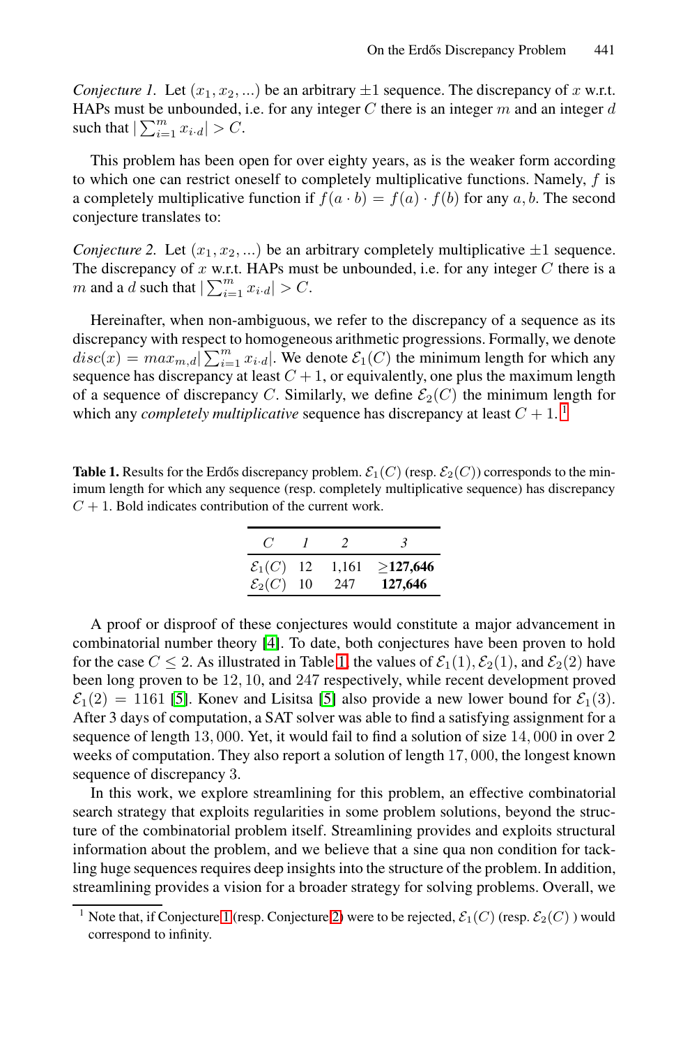*Conjecture 1.* Let $(x_1, x_2, ...)$ be an arbitrary $\pm 1$ sequence. The discrepancy of $x$ w.r.t. HAPs must be unbounded, i.e. for any integer $C$ there is an integer $m$ and an integer $d$ such that $|\sum_{i=1}^{m} x_{i \cdot d}| > C$.

This problem has been open for over eighty years, as is the weaker form according to which one can restrict oneself to completely multiplicative functions. Namely, $f$ is a completely multiplicative function if $f(a \cdot b) = f(a) \cdot f(b)$ for any $a, b$. The second conjecture translates to:

*Conjecture 2.* Let $(x_1, x_2, ...)$ be an arbitrary completely multiplicative $\pm 1$ sequence. The discrepancy of $x$ w.r.t. HAPs must be unbounded, i.e. for any integer $C$ there is a $m$ and a $d$ such that $|\sum_{i=1}^{m} x_{i \cdot d}| > C$.

Hereinafter, when non-ambiguous, we refer to the discrepancy of a sequence as its discrepancy with respect to homogeneous arithmetic progressions. Formally, we denote $disc(x) = max_{m,d}|\sum_{i=1}^{m} x_{i \cdot d}|$. We denote $\mathcal{E}_1(C)$ the minimum length for which any sequence has discrepancy at least $C + 1$, or equivalently, one plus the maximum length of a sequence of discrepancy $C$. Similarly, we define $\mathcal{E}_2(C)$ the minimum length for which any *completely multiplicative* sequence has discrepancy at least $C + 1$. [1]

**Table 1.** Results for the Erdős discrepancy problem. $\mathcal{E}_1(C)$ (resp. $\mathcal{E}_2(C)$) corresponds to the minimum length for which any sequence (resp. completely multiplicative sequence) has discrepancy $C + 1$. Bold indicates contribution of the current work.

| $C$ | *1* | *2* | *3* |
|---|---|---|---|
| $\mathcal{E}_1(C)$ | 12 | 1,161 | $\geq$**127,646** |
| $\mathcal{E}_2(C)$ | 10 | 247 | **127,646** |

A proof or disproof of these conjectures would constitute a major advancement in combinatorial number theory [4]. To date, both conjectures have been proven to hold for the case $C \leq 2$. As illustrated in Table 1, the values of $\mathcal{E}_1(1)$, $\mathcal{E}_2(1)$, and $\mathcal{E}_2(2)$ have been long proven to be 12, 10, and 247 respectively, while recent development proved $\mathcal{E}_1(2) = 1161$ [5]. Konev and Lisitsa [5] also provide a new lower bound for $\mathcal{E}_1(3)$. After 3 days of computation, a SAT solver was able to find a satisfying assignment for a sequence of length 13,000. Yet, it would fail to find a solution of size 14,000 in over 2 weeks of computation. They also report a solution of length 17,000, the longest known sequence of discrepancy 3.

In this work, we explore streamlining for this problem, an effective combinatorial search strategy that exploits regularities in some problem solutions, beyond the structure of the combinatorial problem itself. Streamlining provides and exploits structural information about the problem, and we believe that a sine qua non condition for tackling huge sequences requires deep insights into the structure of the problem. In addition, streamlining provides a vision for a broader strategy for solving problems. Overall, we

[1] Note that, if Conjecture 1 (resp. Conjecture 2) were to be rejected, $\mathcal{E}_1(C)$ (resp. $\mathcal{E}_2(C)$ ) would correspond to infinity.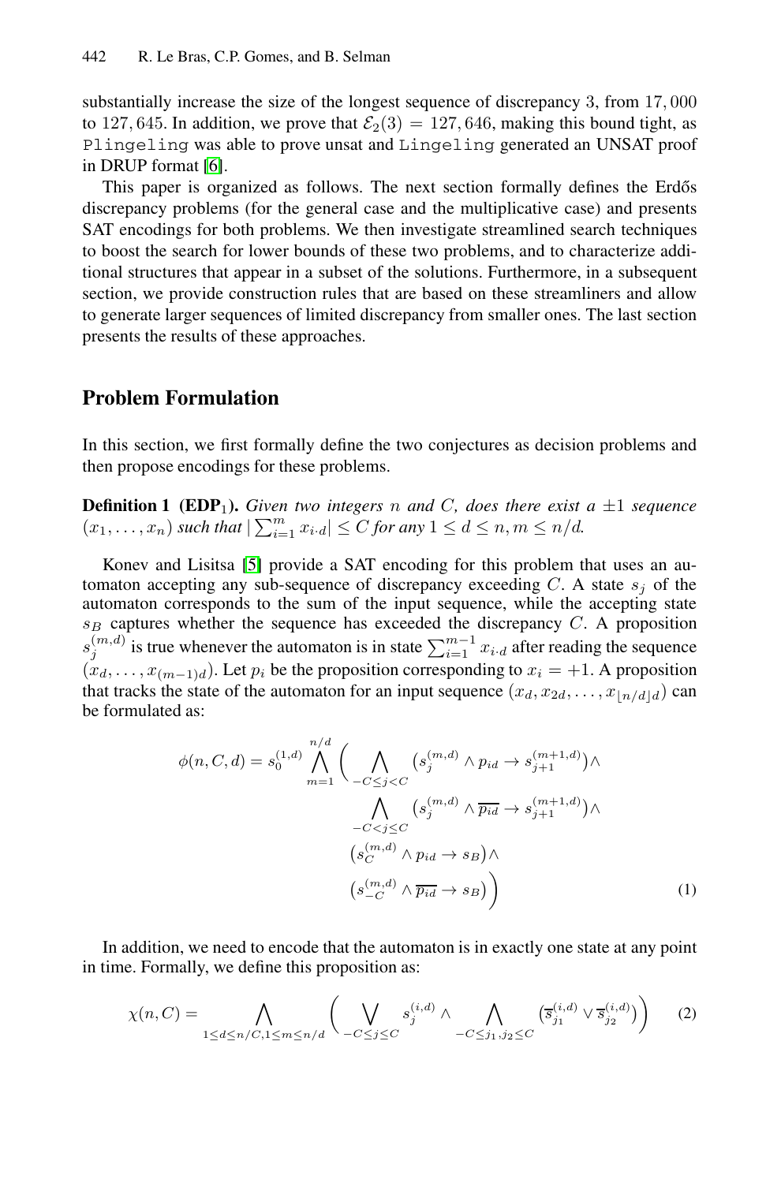substantially increase the size of the longest sequence of discrepancy 3, from $17,000$ to $127,645$. In addition, we prove that $\mathcal{E}_2(3) = 127,646$, making this bound tight, as Plingeling was able to prove unsat and Lingeling generated an UNSAT proof in DRUP format [6].

This paper is organized as follows. The next section formally defines the Erdős discrepancy problems (for the general case and the multiplicative case) and presents SAT encodings for both problems. We then investigate streamlined search techniques to boost the search for lower bounds of these two problems, and to characterize additional structures that appear in a subset of the solutions. Furthermore, in a subsequent section, we provide construction rules that are based on these streamliners and allow to generate larger sequences of limited discrepancy from smaller ones. The last section presents the results of these approaches.

## Problem Formulation

In this section, we first formally define the two conjectures as decision problems and then propose encodings for these problems.

**Definition 1 (EDP$_1$).** *Given two integers $n$ and $C$, does there exist a $\pm 1$ sequence $(x_1, \ldots, x_n)$ such that $|\sum_{i=1}^{m} x_{i \cdot d}| \leq C$ for any $1 \leq d \leq n, m \leq n/d$.*

Konev and Lisitsa [5] provide a SAT encoding for this problem that uses an automaton accepting any sub-sequence of discrepancy exceeding $C$. A state $s_j$ of the automaton corresponds to the sum of the input sequence, while the accepting state $s_B$ captures whether the sequence has exceeded the discrepancy $C$. A proposition $s_j^{(m,d)}$ is true whenever the automaton is in state $\sum_{i=1}^{m-1} x_{i \cdot d}$ after reading the sequence $(x_d, \ldots, x_{(m-1)d})$. Let $p_i$ be the proposition corresponding to $x_i = +1$. A proposition that tracks the state of the automaton for an input sequence $(x_d, x_{2d}, \ldots, x_{\lfloor n/d \rfloor d})$ can be formulated as:

$$
\begin{aligned}
\phi(n, C, d) = s_0^{(1,d)} \bigwedge_{m=1}^{n/d} \Bigg( & \bigwedge_{-C \leq j < C} \left(s_j^{(m,d)} \wedge p_{id} \rightarrow s_{j+1}^{(m+1,d)}\right) \wedge \\
& \bigwedge_{-C < j \leq C} \left(s_j^{(m,d)} \wedge \overline{p_{id}} \rightarrow s_{j+1}^{(m+1,d)}\right) \wedge \\
& \left(s_C^{(m,d)} \wedge p_{id} \rightarrow s_B\right) \wedge \\
& \left(s_{-C}^{(m,d)} \wedge \overline{p_{id}} \rightarrow s_B\right) \Bigg)
\end{aligned} \tag{1}
$$

In addition, we need to encode that the automaton is in exactly one state at any point in time. Formally, we define this proposition as:

$$
\chi(n, C) = \bigwedge_{1 \leq d \leq n/C, 1 \leq m \leq n/d} \left( \bigvee_{-C \leq j \leq C} s_j^{(i,d)} \wedge \bigwedge_{-C \leq j_1, j_2 \leq C} \left(\overline{s}_{j_1}^{(i,d)} \vee \overline{s}_{j_2}^{(i,d)}\right) \right) \tag{2}
$$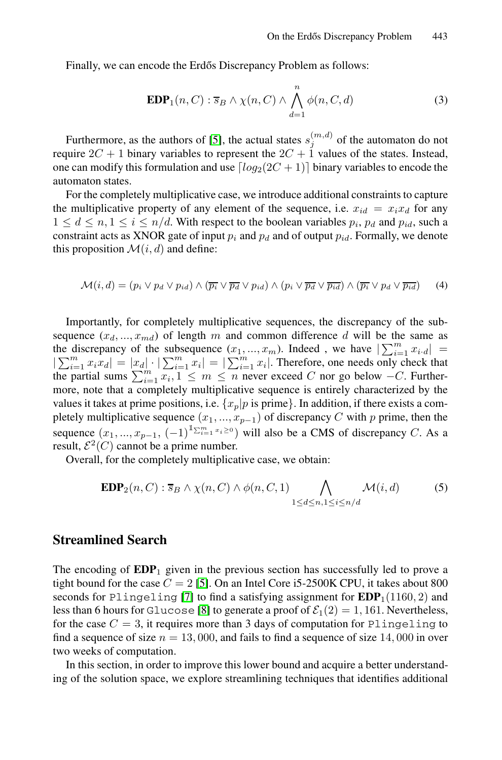Finally, we can encode the Erdős Discrepancy Problem as follows:

$$\mathbf{EDP}_1(n, C) : \overline{s}_B \wedge \chi(n, C) \wedge \bigwedge_{d=1}^{n} \phi(n, C, d) \tag{3}$$

Furthermore, as the authors of [5], the actual states $s_j^{(m,d)}$ of the automaton do not require $2C + 1$ binary variables to represent the $2C + 1$ values of the states. Instead, one can modify this formulation and use $\lceil log_2(2C + 1) \rceil$ binary variables to encode the automaton states.

For the completely multiplicative case, we introduce additional constraints to capture the multiplicative property of any element of the sequence, i.e. $x_{id} = x_i x_d$ for any $1 \leq d \leq n, 1 \leq i \leq n/d$. With respect to the boolean variables $p_i$, $p_d$ and $p_{id}$, such a constraint acts as XNOR gate of input $p_i$ and $p_d$ and of output $p_{id}$. Formally, we denote this proposition $\mathcal{M}(i, d)$ and define:

$$\mathcal{M}(i, d) = (p_i \vee p_d \vee p_{id}) \wedge (\overline{p_i} \vee \overline{p_d} \vee p_{id}) \wedge (p_i \vee \overline{p_d} \vee \overline{p_{id}}) \wedge (\overline{p_i} \vee p_d \vee \overline{p_{id}}) \tag{4}$$

Importantly, for completely multiplicative sequences, the discrepancy of the subsequence $(x_d, ..., x_{md})$ of length $m$ and common difference $d$ will be the same as the discrepancy of the subsequence $(x_1, ..., x_m)$. Indeed , we have $|\sum_{i=1}^{m} x_{i \cdot d}| = |\sum_{i=1}^{m} x_i x_d| = |x_d| \cdot |\sum_{i=1}^{m} x_i| = |\sum_{i=1}^{m} x_i|$. Therefore, one needs only check that the partial sums $\sum_{i=1}^{m} x_i, 1 \leq m \leq n$ never exceed $C$ nor go below $-C$. Furthermore, note that a completely multiplicative sequence is entirely characterized by the values it takes at prime positions, i.e. $\{x_p | p \text{ is prime}\}$. In addition, if there exists a completely multiplicative sequence $(x_1, ..., x_{p-1})$ of discrepancy $C$ with $p$ prime, then the sequence $(x_1, ..., x_{p-1}, (-1)^{\mathbb{1}_{\sum_{i=1}^{m} x_i \geq 0}})$ will also be a CMS of discrepancy $C$. As a result, $\mathcal{E}^2(C)$ cannot be a prime number.

Overall, for the completely multiplicative case, we obtain:

$$\mathbf{EDP}_2(n, C) : \overline{s}_B \wedge \chi(n, C) \wedge \phi(n, C, 1) \bigwedge_{1 \leq d \leq n, 1 \leq i \leq n/d} \mathcal{M}(i, d) \tag{5}$$

## Streamlined Search

The encoding of $\mathbf{EDP}_1$ given in the previous section has successfully led to prove a tight bound for the case $C = 2$ [5]. On an Intel Core i5-2500K CPU, it takes about 800 seconds for `Plingeling` [7] to find a satisfying assignment for $\mathbf{EDP}_1(1160, 2)$ and less than 6 hours for `Glucose` [8] to generate a proof of $\mathcal{E}_1(2) = 1,161$. Nevertheless, for the case $C = 3$, it requires more than 3 days of computation for `Plingeling` to find a sequence of size $n = 13,000$, and fails to find a sequence of size $14,000$ in over two weeks of computation.

In this section, in order to improve this lower bound and acquire a better understanding of the solution space, we explore streamlining techniques that identifies additional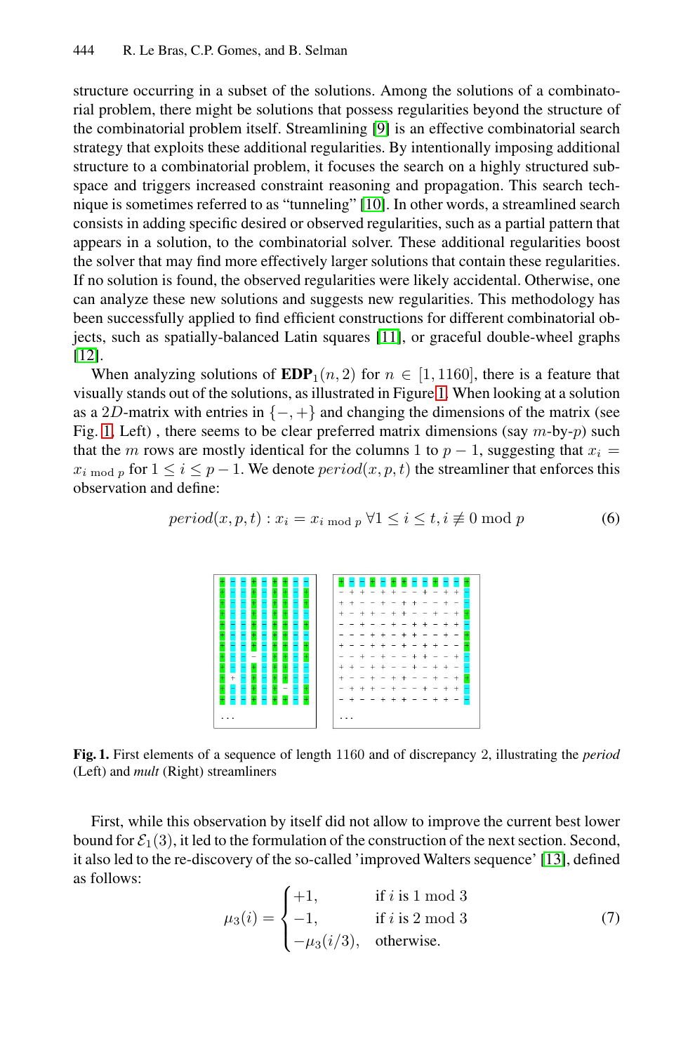structure occurring in a subset of the solutions. Among the solutions of a combinatorial problem, there might be solutions that possess regularities beyond the structure of the combinatorial problem itself. Streamlining [9] is an effective combinatorial search strategy that exploits these additional regularities. By intentionally imposing additional structure to a combinatorial problem, it focuses the search on a highly structured subspace and triggers increased constraint reasoning and propagation. This search technique is sometimes referred to as "tunneling" [10]. In other words, a streamlined search consists in adding specific desired or observed regularities, such as a partial pattern that appears in a solution, to the combinatorial solver. These additional regularities boost the solver that may find more effectively larger solutions that contain these regularities. If no solution is found, the observed regularities were likely accidental. Otherwise, one can analyze these new solutions and suggests new regularities. This methodology has been successfully applied to find efficient constructions for different combinatorial objects, such as spatially-balanced Latin squares [11], or graceful double-wheel graphs [12].

When analyzing solutions of $\mathbf{EDP}_1(n,2)$ for $n \in [1, 1160]$, there is a feature that visually stands out of the solutions, as illustrated in Figure 1. When looking at a solution as a $2D$-matrix with entries in $\{-,+\}$ and changing the dimensions of the matrix (see Fig. 1, Left) , there seems to be clear preferred matrix dimensions (say $m$-by-$p$) such that the $m$ rows are mostly identical for the columns 1 to $p-1$, suggesting that $x_i = x_{i \bmod p}$ for $1 \leq i \leq p-1$. We denote $period(x,p,t)$ the streamliner that enforces this observation and define:

$$period(x,p,t) : x_i = x_{i \bmod p} \; \forall 1 \leq i \leq t, i \not\equiv 0 \bmod p \tag{6}$$

**Fig. 1.** First elements of a sequence of length 1160 and of discrepancy 2, illustrating the *period* (Left) and *mult* (Right) streamliners

First, while this observation by itself did not allow to improve the current best lower bound for $\mathcal{E}_1(3)$, it led to the formulation of the construction of the next section. Second, it also led to the re-discovery of the so-called 'improved Walters sequence' [13], defined as follows:

$$\mu_3(i) = \begin{cases} +1, & \text{if } i \text{ is } 1 \bmod 3 \\ -1, & \text{if } i \text{ is } 2 \bmod 3 \\ -\mu_3(i/3), & \text{otherwise.} \end{cases} \tag{7}$$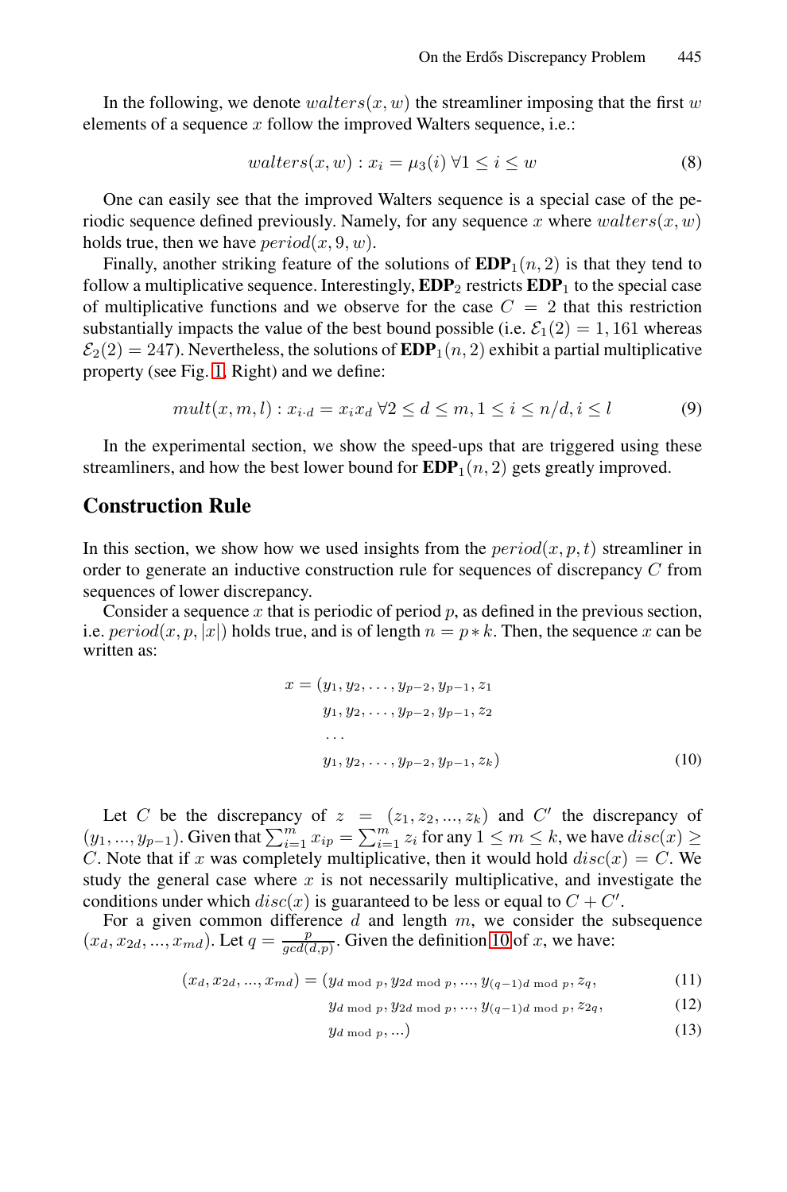In the following, we denote $walters(x, w)$ the streamliner imposing that the first $w$ elements of a sequence $x$ follow the improved Walters sequence, i.e.:

$$walters(x, w) : x_i = \mu_3(i) \; \forall 1 \leq i \leq w \tag{8}$$

One can easily see that the improved Walters sequence is a special case of the periodic sequence defined previously. Namely, for any sequence $x$ where $walters(x, w)$ holds true, then we have $period(x, 9, w)$.

Finally, another striking feature of the solutions of $\textbf{EDP}_1(n, 2)$ is that they tend to follow a multiplicative sequence. Interestingly, $\textbf{EDP}_2$ restricts $\textbf{EDP}_1$ to the special case of multiplicative functions and we observe for the case $C = 2$ that this restriction substantially impacts the value of the best bound possible (i.e. $\mathcal{E}_1(2) = 1,161$ whereas $\mathcal{E}_2(2) = 247$). Nevertheless, the solutions of $\textbf{EDP}_1(n, 2)$ exhibit a partial multiplicative property (see Fig. 1, Right) and we define:

$$mult(x, m, l) : x_{i \cdot d} = x_i x_d \; \forall 2 \leq d \leq m, 1 \leq i \leq n/d, i \leq l \tag{9}$$

In the experimental section, we show the speed-ups that are triggered using these streamliners, and how the best lower bound for $\textbf{EDP}_1(n, 2)$ gets greatly improved.

## Construction Rule

In this section, we show how we used insights from the $period(x, p, t)$ streamliner in order to generate an inductive construction rule for sequences of discrepancy $C$ from sequences of lower discrepancy.

Consider a sequence $x$ that is periodic of period $p$, as defined in the previous section, i.e. $period(x, p, |x|)$ holds true, and is of length $n = p * k$. Then, the sequence $x$ can be written as:

$$\begin{aligned} x = (&y_1, y_2, \ldots, y_{p-2}, y_{p-1}, z_1 \\ &y_1, y_2, \ldots, y_{p-2}, y_{p-1}, z_2 \\ &\ldots \\ &y_1, y_2, \ldots, y_{p-2}, y_{p-1}, z_k) \end{aligned} \tag{10}$$

Let $C$ be the discrepancy of $z = (z_1, z_2, ..., z_k)$ and $C'$ the discrepancy of $(y_1, ..., y_{p-1})$. Given that $\sum_{i=1}^{m} x_{ip} = \sum_{i=1}^{m} z_i$ for any $1 \leq m \leq k$, we have $disc(x) \geq C$. Note that if $x$ was completely multiplicative, then it would hold $disc(x) = C$. We study the general case where $x$ is not necessarily multiplicative, and investigate the conditions under which $disc(x)$ is guaranteed to be less or equal to $C + C'$.

For a given common difference $d$ and length $m$, we consider the subsequence $(x_d, x_{2d}, ..., x_{md})$. Let $q = \frac{p}{gcd(d,p)}$. Given the definition 10 of $x$, we have:

$$\begin{aligned} (x_d, x_{2d}, ..., x_{md}) = (&y_{d \bmod p}, y_{2d \bmod p}, ..., y_{(q-1)d \bmod p}, z_q, && (11) \\ &y_{d \bmod p}, y_{2d \bmod p}, ..., y_{(q-1)d \bmod p}, z_{2q}, && (12) \\ &y_{d \bmod p}, ...) && (13) \end{aligned}$$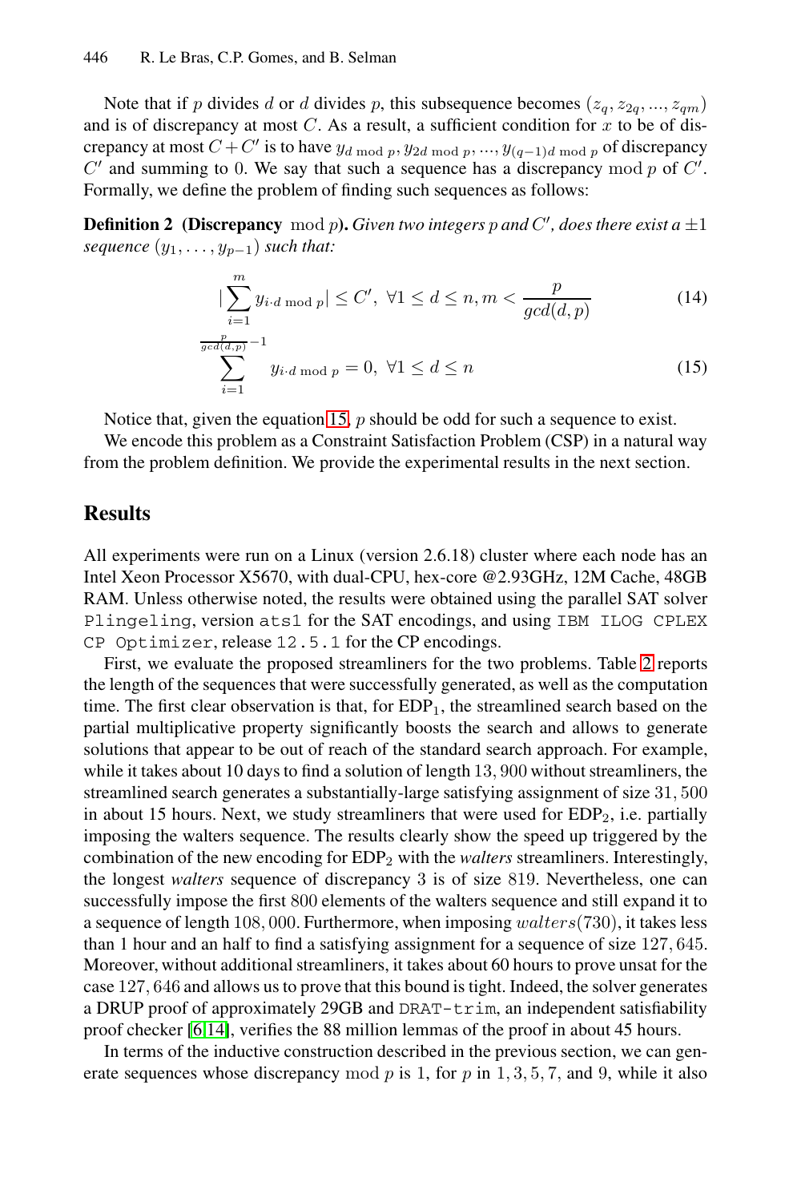Note that if $p$ divides $d$ or $d$ divides $p$, this subsequence becomes $(z_q, z_{2q}, ..., z_{qm})$ and is of discrepancy at most $C$. As a result, a sufficient condition for $x$ to be of discrepancy at most $C + C'$ is to have $y_{d \bmod p}, y_{2d \bmod p}, ..., y_{(q-1)d \bmod p}$ of discrepancy $C'$ and summing to 0. We say that such a sequence has a discrepancy $\bmod\ p$ of $C'$. Formally, we define the problem of finding such sequences as follows:

**Definition 2 (Discrepancy** $\bmod\ p$**).** *Given two integers $p$ and $C'$, does there exist a $\pm 1$ sequence $(y_1, \ldots, y_{p-1})$ such that:*

$$|\sum_{i=1}^{m} y_{i \cdot d \bmod p}| \leq C',\ \forall 1 \leq d \leq n, m < \frac{p}{gcd(d,p)} \tag{14}$$

$$\sum_{i=1}^{\frac{p}{gcd(d,p)}-1} y_{i \cdot d \bmod p} = 0,\ \forall 1 \leq d \leq n \tag{15}$$

Notice that, given the equation 15, $p$ should be odd for such a sequence to exist.

We encode this problem as a Constraint Satisfaction Problem (CSP) in a natural way from the problem definition. We provide the experimental results in the next section.

## Results

All experiments were run on a Linux (version 2.6.18) cluster where each node has an Intel Xeon Processor X5670, with dual-CPU, hex-core @2.93GHz, 12M Cache, 48GB RAM. Unless otherwise noted, the results were obtained using the parallel SAT solver `Plingeling`, version `ats1` for the SAT encodings, and using `IBM ILOG CPLEX CP Optimizer`, release `12.5.1` for the CP encodings.

First, we evaluate the proposed streamliners for the two problems. Table 2 reports the length of the sequences that were successfully generated, as well as the computation time. The first clear observation is that, for $\text{EDP}_1$, the streamlined search based on the partial multiplicative property significantly boosts the search and allows to generate solutions that appear to be out of reach of the standard search approach. For example, while it takes about 10 days to find a solution of length $13,900$ without streamliners, the streamlined search generates a substantially-large satisfying assignment of size $31,500$ in about 15 hours. Next, we study streamliners that were used for $\text{EDP}_2$, i.e. partially imposing the walters sequence. The results clearly show the speed up triggered by the combination of the new encoding for $\text{EDP}_2$ with the *walters* streamliners. Interestingly, the longest *walters* sequence of discrepancy 3 is of size $819$. Nevertheless, one can successfully impose the first $800$ elements of the walters sequence and still expand it to a sequence of length $108,000$. Furthermore, when imposing $walters(730)$, it takes less than 1 hour and an half to find a satisfying assignment for a sequence of size $127,645$. Moreover, without additional streamliners, it takes about 60 hours to prove unsat for the case $127,646$ and allows us to prove that this bound is tight. Indeed, the solver generates a DRUP proof of approximately 29GB and `DRAT-trim`, an independent satisfiability proof checker [6,14], verifies the 88 million lemmas of the proof in about 45 hours.

In terms of the inductive construction described in the previous section, we can generate sequences whose discrepancy $\bmod\ p$ is 1, for $p$ in $1, 3, 5, 7$, and $9$, while it also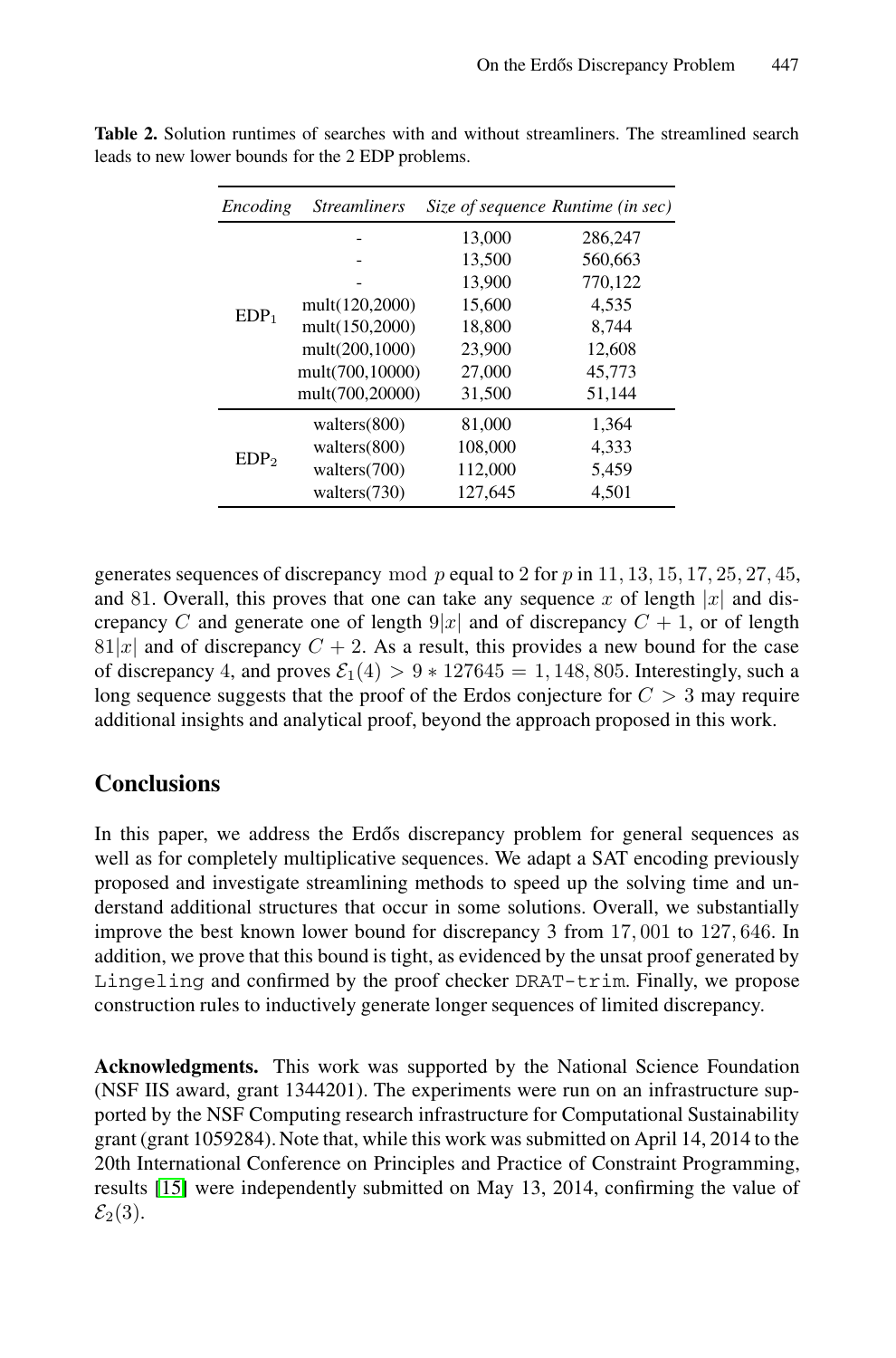**Table 2.** Solution runtimes of searches with and without streamliners. The streamlined search leads to new lower bounds for the 2 EDP problems.

| *Encoding* | *Streamliners* | *Size of sequence* | *Runtime (in sec)* |
|---|---|---|---|
| $EDP_1$ | - | 13,000 | 286,247 |
| | - | 13,500 | 560,663 |
| | - | 13,900 | 770,122 |
| | mult(120,2000) | 15,600 | 4,535 |
| | mult(150,2000) | 18,800 | 8,744 |
| | mult(200,1000) | 23,900 | 12,608 |
| | mult(700,10000) | 27,000 | 45,773 |
| | mult(700,20000) | 31,500 | 51,144 |
| $EDP_2$ | walters(800) | 81,000 | 1,364 |
| | walters(800) | 108,000 | 4,333 |
| | walters(700) | 112,000 | 5,459 |
| | walters(730) | 127,645 | 4,501 |

generates sequences of discrepancy $\bmod\ p$ equal to 2 for $p$ in $11, 13, 15, 17, 25, 27, 45$, and $81$. Overall, this proves that one can take any sequence $x$ of length $|x|$ and discrepancy $C$ and generate one of length $9|x|$ and of discrepancy $C + 1$, or of length $81|x|$ and of discrepancy $C + 2$. As a result, this provides a new bound for the case of discrepancy 4, and proves $\mathcal{E}_1(4) > 9 * 127645 = 1,148,805$. Interestingly, such a long sequence suggests that the proof of the Erdos conjecture for $C > 3$ may require additional insights and analytical proof, beyond the approach proposed in this work.

## Conclusions

In this paper, we address the Erdős discrepancy problem for general sequences as well as for completely multiplicative sequences. We adapt a SAT encoding previously proposed and investigate streamlining methods to speed up the solving time and understand additional structures that occur in some solutions. Overall, we substantially improve the best known lower bound for discrepancy 3 from $17,001$ to $127,646$. In addition, we prove that this bound is tight, as evidenced by the unsat proof generated by `Lingeling` and confirmed by the proof checker `DRAT-trim`. Finally, we propose construction rules to inductively generate longer sequences of limited discrepancy.

**Acknowledgments.** This work was supported by the National Science Foundation (NSF IIS award, grant 1344201). The experiments were run on an infrastructure supported by the NSF Computing research infrastructure for Computational Sustainability grant (grant 1059284). Note that, while this work was submitted on April 14, 2014 to the 20th International Conference on Principles and Practice of Constraint Programming, results [15] were independently submitted on May 13, 2014, confirming the value of $\mathcal{E}_2(3)$.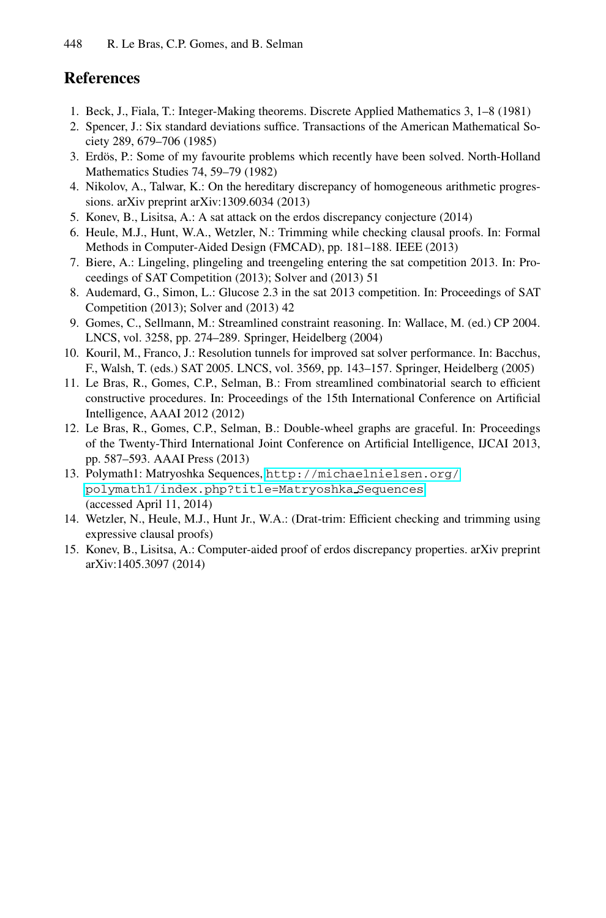## References

1. Beck, J., Fiala, T.: Integer-Making theorems. Discrete Applied Mathematics 3, 1–8 (1981)
2. Spencer, J.: Six standard deviations suffice. Transactions of the American Mathematical Society 289, 679–706 (1985)
3. Erdös, P.: Some of my favourite problems which recently have been solved. North-Holland Mathematics Studies 74, 59–79 (1982)
4. Nikolov, A., Talwar, K.: On the hereditary discrepancy of homogeneous arithmetic progressions. arXiv preprint arXiv:1309.6034 (2013)
5. Konev, B., Lisitsa, A.: A sat attack on the erdos discrepancy conjecture (2014)
6. Heule, M.J., Hunt, W.A., Wetzler, N.: Trimming while checking clausal proofs. In: Formal Methods in Computer-Aided Design (FMCAD), pp. 181–188. IEEE (2013)
7. Biere, A.: Lingeling, plingeling and treengeling entering the sat competition 2013. In: Proceedings of SAT Competition (2013); Solver and (2013) 51
8. Audemard, G., Simon, L.: Glucose 2.3 in the sat 2013 competition. In: Proceedings of SAT Competition (2013); Solver and (2013) 42
9. Gomes, C., Sellmann, M.: Streamlined constraint reasoning. In: Wallace, M. (ed.) CP 2004. LNCS, vol. 3258, pp. 274–289. Springer, Heidelberg (2004)
10. Kouril, M., Franco, J.: Resolution tunnels for improved sat solver performance. In: Bacchus, F., Walsh, T. (eds.) SAT 2005. LNCS, vol. 3569, pp. 143–157. Springer, Heidelberg (2005)
11. Le Bras, R., Gomes, C.P., Selman, B.: From streamlined combinatorial search to efficient constructive procedures. In: Proceedings of the 15th International Conference on Artificial Intelligence, AAAI 2012 (2012)
12. Le Bras, R., Gomes, C.P., Selman, B.: Double-wheel graphs are graceful. In: Proceedings of the Twenty-Third International Joint Conference on Artificial Intelligence, IJCAI 2013, pp. 587–593. AAAI Press (2013)
13. Polymath1: Matryoshka Sequences, http://michaelnielsen.org/polymath1/index.php?title=Matryoshka_Sequences (accessed April 11, 2014)
14. Wetzler, N., Heule, M.J., Hunt Jr., W.A.: (Drat-trim: Efficient checking and trimming using expressive clausal proofs)
15. Konev, B., Lisitsa, A.: Computer-aided proof of erdos discrepancy properties. arXiv preprint arXiv:1405.3097 (2014)